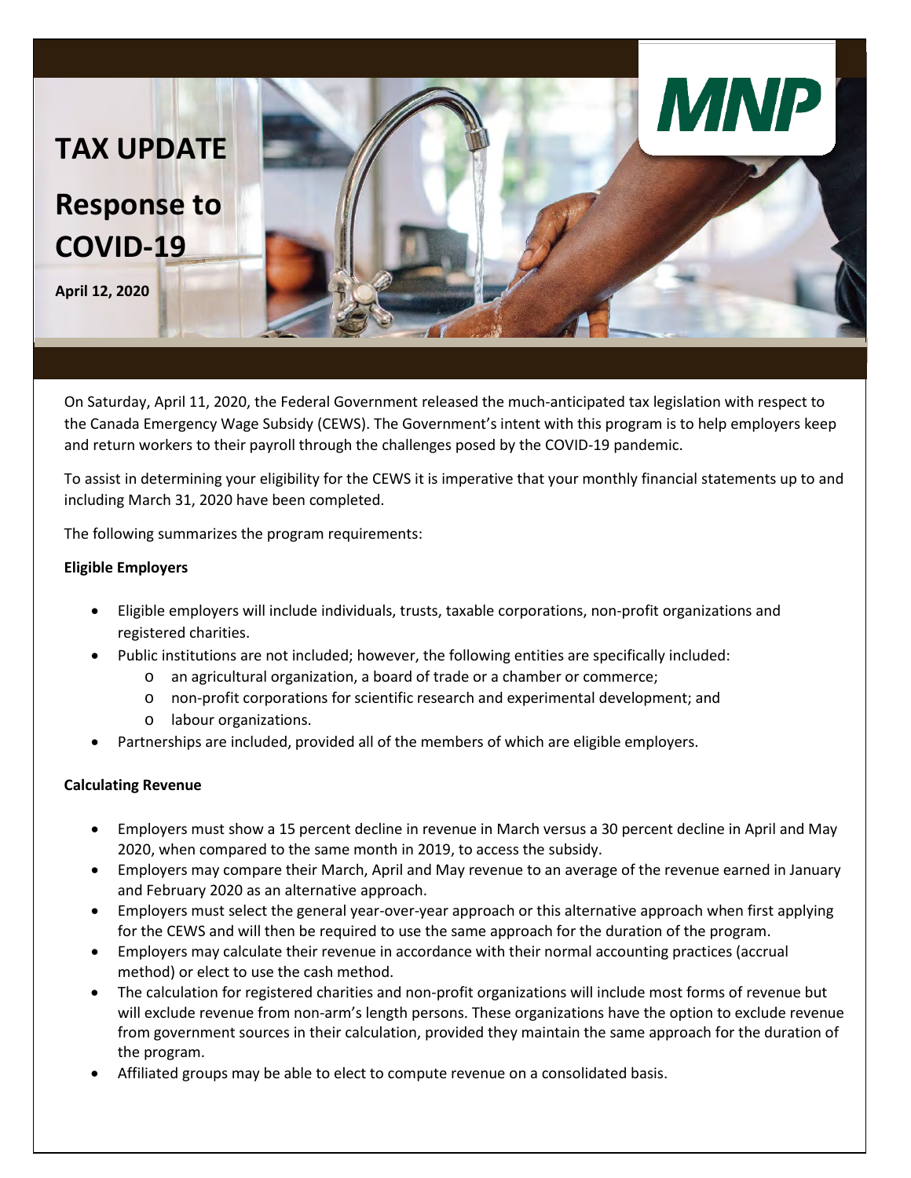# TAX UPDATE

## Response to COVID-19

**April 12, 2020**

On Saturday, April 11, 2020, the Federal Government released the much-anticipated tax legislation with respect to the Canada Emergency Wage Subsidy (CEWS). The Government's intent with this program is to help employers keep and return workers to their payroll through the challenges posed by the COVID-19 pandemic.

To assist in determining your eligibility for the CEWS it is imperative that your monthly financial statements up to and including March 31, 2020 have been completed.

The following summarizes the program requirements:

**Eligible Employers**

- Eligible employers will include individuals, trusts, taxable corporations, non-profit organizations and registered charities.
- Public institutions are not included; however, the following entities are specifically included:
  - an agricultural organization, a board of trade or a chamber or commerce;
  - non-profit corporations for scientific research and experimental development; and
  - labour organizations.
- Partnerships are included, provided all of the members of which are eligible employers.

**Calculating Revenue**

- Employers must show a 15 percent decline in revenue in March versus a 30 percent decline in April and May 2020, when compared to the same month in 2019, to access the subsidy.
- Employers may compare their March, April and May revenue to an average of the revenue earned in January and February 2020 as an alternative approach.
- Employers must select the general year-over-year approach or this alternative approach when first applying for the CEWS and will then be required to use the same approach for the duration of the program.
- Employers may calculate their revenue in accordance with their normal accounting practices (accrual method) or elect to use the cash method.
- The calculation for registered charities and non-profit organizations will include most forms of revenue but will exclude revenue from non-arm's length persons. These organizations have the option to exclude revenue from government sources in their calculation, provided they maintain the same approach for the duration of the program.
- Affiliated groups may be able to elect to compute revenue on a consolidated basis.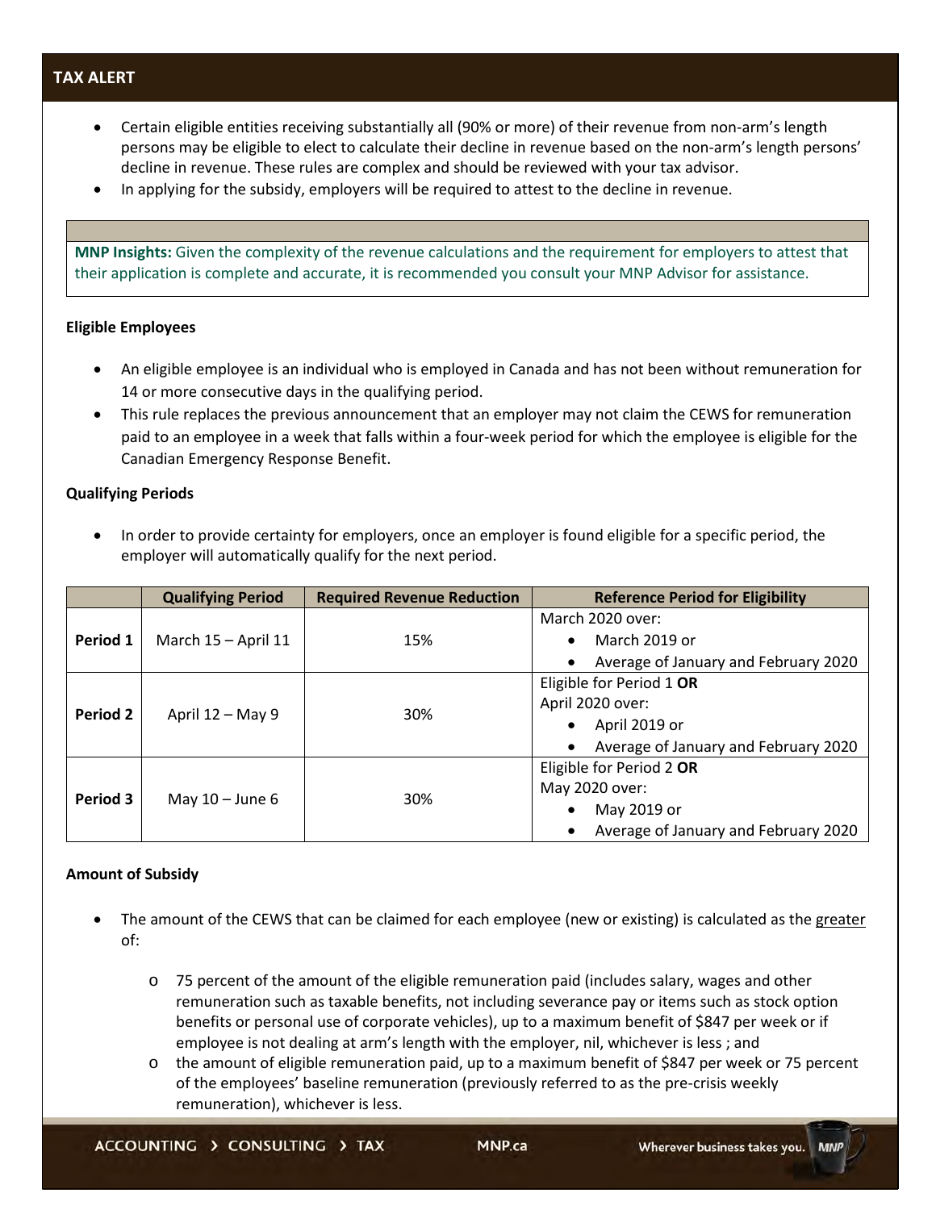- Certain eligible entities receiving substantially all (90% or more) of their revenue from non-arm's length persons may be eligible to elect to calculate their decline in revenue based on the non-arm's length persons' decline in revenue. These rules are complex and should be reviewed with your tax advisor.
- In applying for the subsidy, employers will be required to attest to the decline in revenue.

**MNP Insights:** Given the complexity of the revenue calculations and the requirement for employers to attest that their application is complete and accurate, it is recommended you consult your MNP Advisor for assistance.

**Eligible Employees**

- An eligible employee is an individual who is employed in Canada and has not been without remuneration for 14 or more consecutive days in the qualifying period.
- This rule replaces the previous announcement that an employer may not claim the CEWS for remuneration paid to an employee in a week that falls within a four-week period for which the employee is eligible for the Canadian Emergency Response Benefit.

**Qualifying Periods**

- In order to provide certainty for employers, once an employer is found eligible for a specific period, the employer will automatically qualify for the next period.

| | Qualifying Period | Required Revenue Reduction | Reference Period for Eligibility |
|---|---|---|---|
| **Period 1** | March 15 – April 11 | 15% | March 2020 over: <br>• March 2019 or <br>• Average of January and February 2020 |
| **Period 2** | April 12 – May 9 | 30% | Eligible for Period 1 **OR** <br>April 2020 over: <br>• April 2019 or <br>• Average of January and February 2020 |
| **Period 3** | May 10 – June 6 | 30% | Eligible for Period 2 **OR** <br>May 2020 over: <br>• May 2019 or <br>• Average of January and February 2020 |

**Amount of Subsidy**

- The amount of the CEWS that can be claimed for each employee (new or existing) is calculated as the greater of:
  - 75 percent of the amount of the eligible remuneration paid (includes salary, wages and other remuneration such as taxable benefits, not including severance pay or items such as stock option benefits or personal use of corporate vehicles), up to a maximum benefit of $847 per week or if employee is not dealing at arm's length with the employer, nil, whichever is less ; and
  - the amount of eligible remuneration paid, up to a maximum benefit of $847 per week or 75 percent of the employees' baseline remuneration (previously referred to as the pre-crisis weekly remuneration), whichever is less.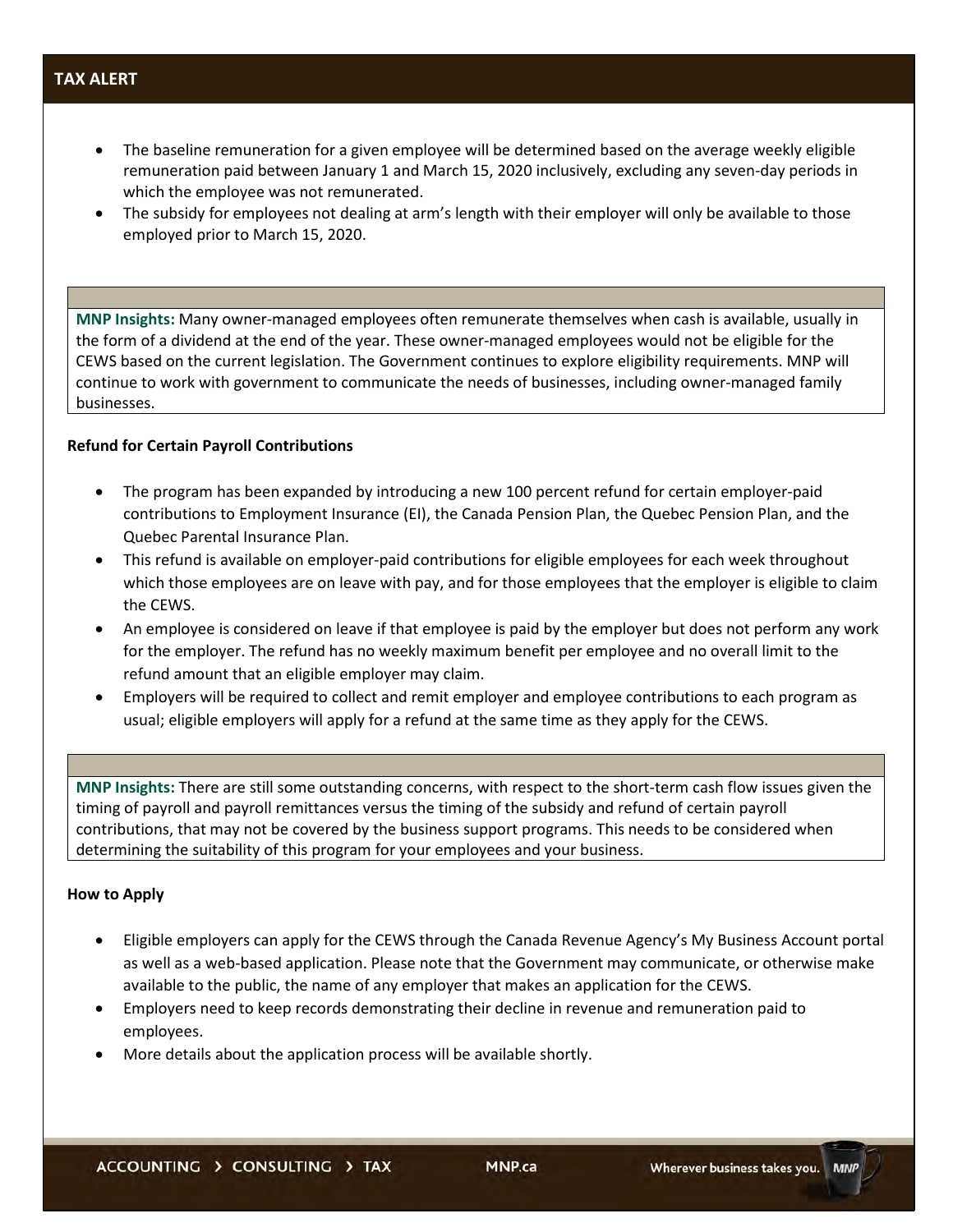- The baseline remuneration for a given employee will be determined based on the average weekly eligible remuneration paid between January 1 and March 15, 2020 inclusively, excluding any seven-day periods in which the employee was not remunerated.
- The subsidy for employees not dealing at arm's length with their employer will only be available to those employed prior to March 15, 2020.

**MNP Insights:** Many owner-managed employees often remunerate themselves when cash is available, usually in the form of a dividend at the end of the year. These owner-managed employees would not be eligible for the CEWS based on the current legislation. The Government continues to explore eligibility requirements. MNP will continue to work with government to communicate the needs of businesses, including owner-managed family businesses.

**Refund for Certain Payroll Contributions**

- The program has been expanded by introducing a new 100 percent refund for certain employer-paid contributions to Employment Insurance (EI), the Canada Pension Plan, the Quebec Pension Plan, and the Quebec Parental Insurance Plan.
- This refund is available on employer-paid contributions for eligible employees for each week throughout which those employees are on leave with pay, and for those employees that the employer is eligible to claim the CEWS.
- An employee is considered on leave if that employee is paid by the employer but does not perform any work for the employer. The refund has no weekly maximum benefit per employee and no overall limit to the refund amount that an eligible employer may claim.
- Employers will be required to collect and remit employer and employee contributions to each program as usual; eligible employers will apply for a refund at the same time as they apply for the CEWS.

**MNP Insights:** There are still some outstanding concerns, with respect to the short-term cash flow issues given the timing of payroll and payroll remittances versus the timing of the subsidy and refund of certain payroll contributions, that may not be covered by the business support programs. This needs to be considered when determining the suitability of this program for your employees and your business.

**How to Apply**

- Eligible employers can apply for the CEWS through the Canada Revenue Agency's My Business Account portal as well as a web-based application. Please note that the Government may communicate, or otherwise make available to the public, the name of any employer that makes an application for the CEWS.
- Employers need to keep records demonstrating their decline in revenue and remuneration paid to employees.
- More details about the application process will be available shortly.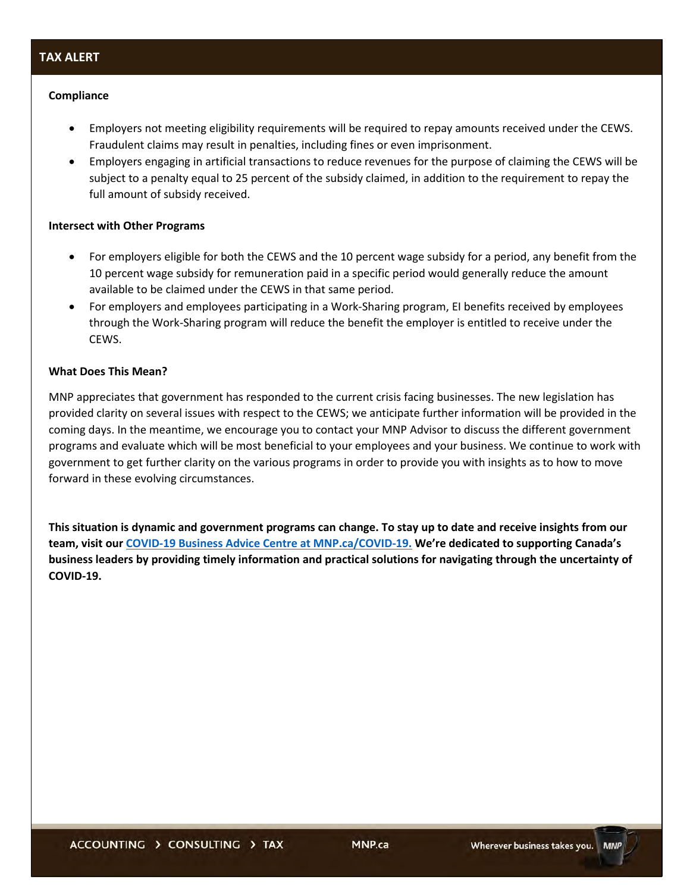**Compliance**

- Employers not meeting eligibility requirements will be required to repay amounts received under the CEWS. Fraudulent claims may result in penalties, including fines or even imprisonment.
- Employers engaging in artificial transactions to reduce revenues for the purpose of claiming the CEWS will be subject to a penalty equal to 25 percent of the subsidy claimed, in addition to the requirement to repay the full amount of subsidy received.

**Intersect with Other Programs**

- For employers eligible for both the CEWS and the 10 percent wage subsidy for a period, any benefit from the 10 percent wage subsidy for remuneration paid in a specific period would generally reduce the amount available to be claimed under the CEWS in that same period.
- For employers and employees participating in a Work-Sharing program, EI benefits received by employees through the Work-Sharing program will reduce the benefit the employer is entitled to receive under the CEWS.

**What Does This Mean?**

MNP appreciates that government has responded to the current crisis facing businesses. The new legislation has provided clarity on several issues with respect to the CEWS; we anticipate further information will be provided in the coming days. In the meantime, we encourage you to contact your MNP Advisor to discuss the different government programs and evaluate which will be most beneficial to your employees and your business. We continue to work with government to get further clarity on the various programs in order to provide you with insights as to how to move forward in these evolving circumstances.

**This situation is dynamic and government programs can change. To stay up to date and receive insights from our team, visit our COVID-19 Business Advice Centre at MNP.ca/COVID-19. We're dedicated to supporting Canada's business leaders by providing timely information and practical solutions for navigating through the uncertainty of COVID-19.**